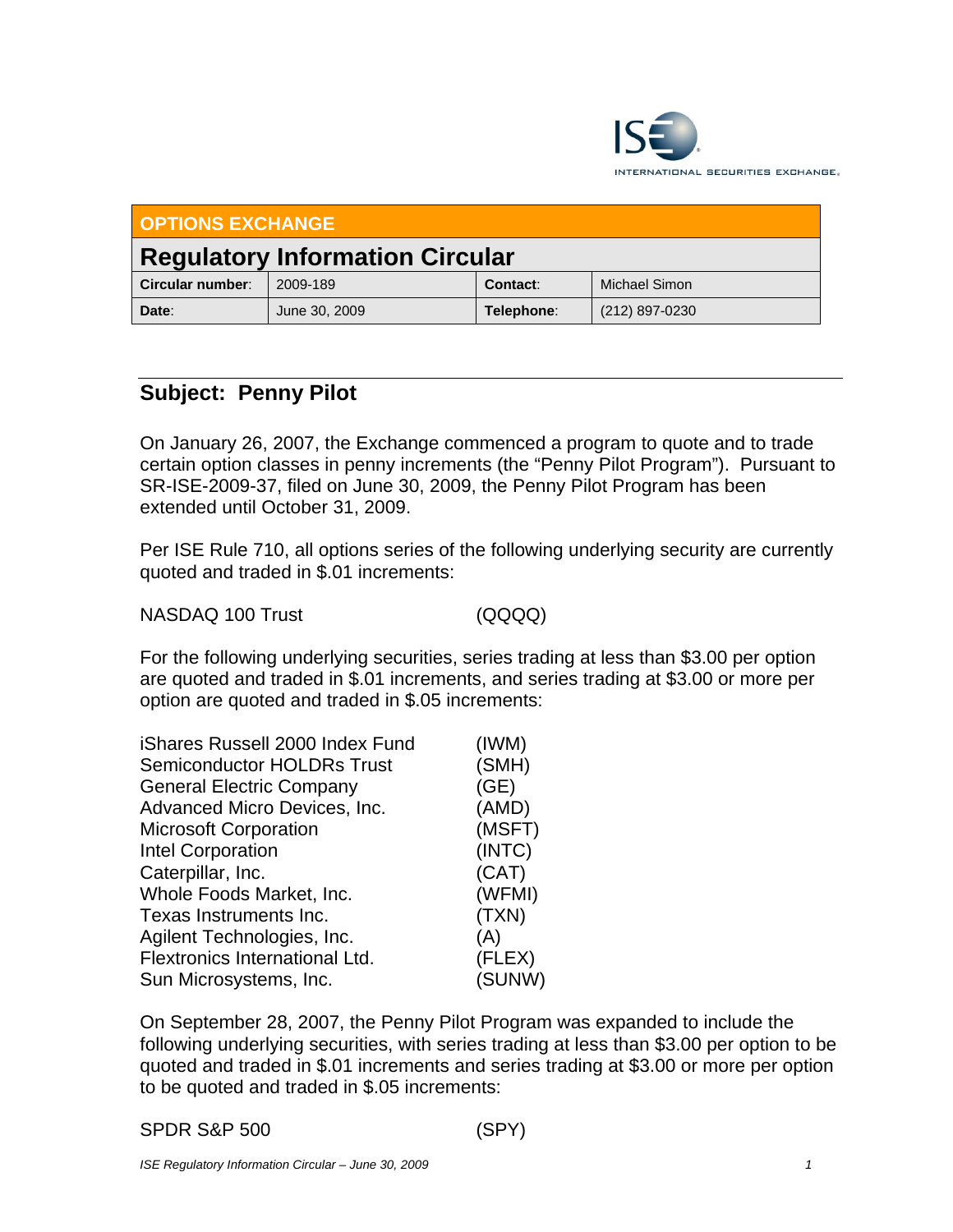ISE INTERNATIONAL SECURITIES EXCHANGE.

**OPTIONS EXCHANGE**

## Regulatory Information Circular

| **Circular number**: | 2009-189 | **Contact**: | Michael Simon |
|---|---|---|---|
| **Date**: | June 30, 2009 | **Telephone**: | (212) 897-0230 |

## Subject: Penny Pilot

On January 26, 2007, the Exchange commenced a program to quote and to trade certain option classes in penny increments (the "Penny Pilot Program"). Pursuant to SR-ISE-2009-37, filed on June 30, 2009, the Penny Pilot Program has been extended until October 31, 2009.

Per ISE Rule 710, all options series of the following underlying security are currently quoted and traded in $.01 increments:

| | |
|---|---|
| NASDAQ 100 Trust | (QQQQ) |

For the following underlying securities, series trading at less than $3.00 per option are quoted and traded in $.01 increments, and series trading at $3.00 or more per option are quoted and traded in $.05 increments:

| | |
|---|---|
| iShares Russell 2000 Index Fund | (IWM) |
| Semiconductor HOLDRs Trust | (SMH) |
| General Electric Company | (GE) |
| Advanced Micro Devices, Inc. | (AMD) |
| Microsoft Corporation | (MSFT) |
| Intel Corporation | (INTC) |
| Caterpillar, Inc. | (CAT) |
| Whole Foods Market, Inc. | (WFMI) |
| Texas Instruments Inc. | (TXN) |
| Agilent Technologies, Inc. | (A) |
| Flextronics International Ltd. | (FLEX) |
| Sun Microsystems, Inc. | (SUNW) |

On September 28, 2007, the Penny Pilot Program was expanded to include the following underlying securities, with series trading at less than $3.00 per option to be quoted and traded in $.01 increments and series trading at $3.00 or more per option to be quoted and traded in $.05 increments:

| | |
|---|---|
| SPDR S&P 500 | (SPY) |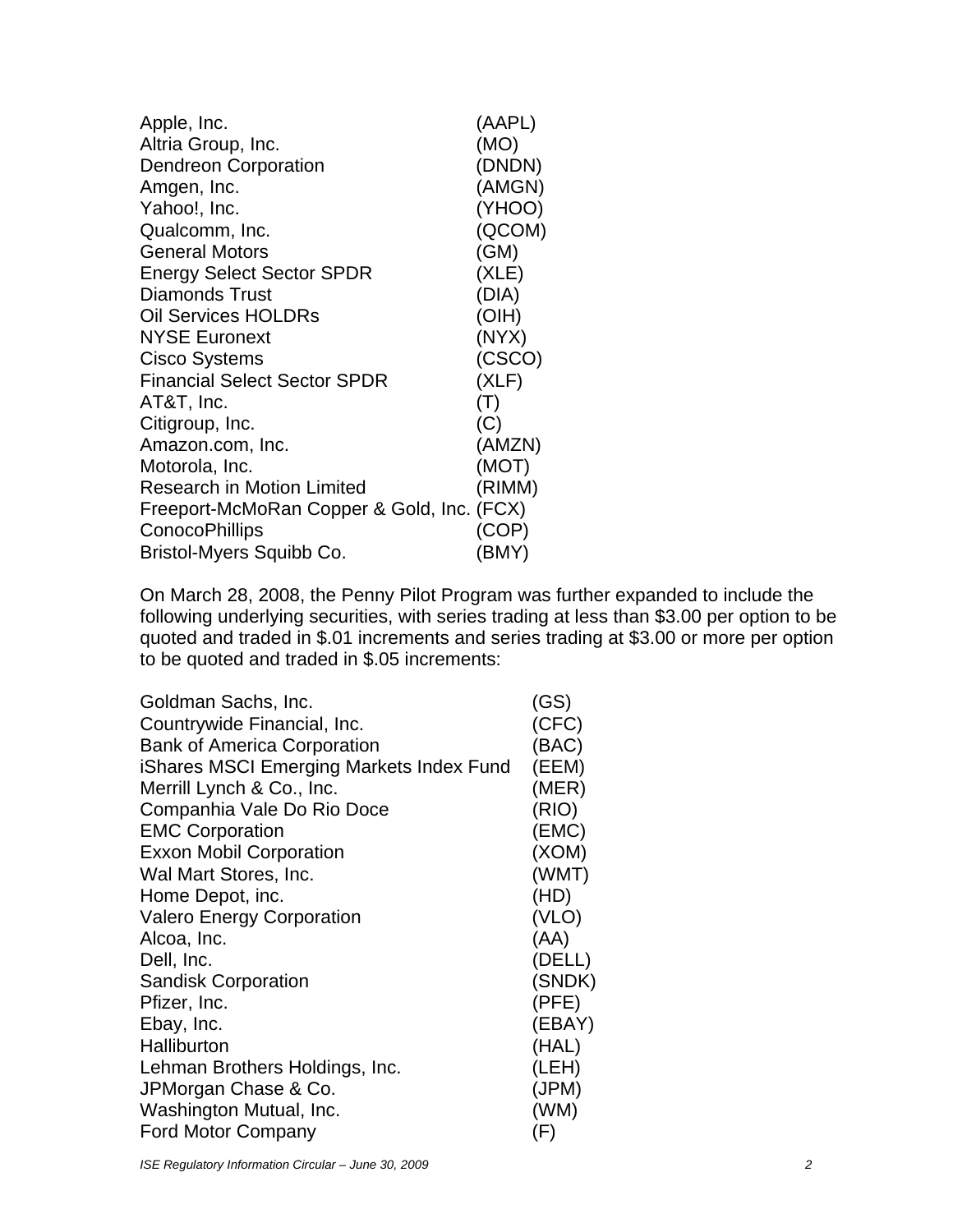| | |
|---|---|
| Apple, Inc. | (AAPL) |
| Altria Group, Inc. | (MO) |
| Dendreon Corporation | (DNDN) |
| Amgen, Inc. | (AMGN) |
| Yahoo!, Inc. | (YHOO) |
| Qualcomm, Inc. | (QCOM) |
| General Motors | (GM) |
| Energy Select Sector SPDR | (XLE) |
| Diamonds Trust | (DIA) |
| Oil Services HOLDRs | (OIH) |
| NYSE Euronext | (NYX) |
| Cisco Systems | (CSCO) |
| Financial Select Sector SPDR | (XLF) |
| AT&T, Inc. | (T) |
| Citigroup, Inc. | (C) |
| Amazon.com, Inc. | (AMZN) |
| Motorola, Inc. | (MOT) |
| Research in Motion Limited | (RIMM) |
| Freeport-McMoRan Copper & Gold, Inc. | (FCX) |
| ConocoPhillips | (COP) |
| Bristol-Myers Squibb Co. | (BMY) |

On March 28, 2008, the Penny Pilot Program was further expanded to include the following underlying securities, with series trading at less than $3.00 per option to be quoted and traded in $.01 increments and series trading at $3.00 or more per option to be quoted and traded in $.05 increments:

| | |
|---|---|
| Goldman Sachs, Inc. | (GS) |
| Countrywide Financial, Inc. | (CFC) |
| Bank of America Corporation | (BAC) |
| iShares MSCI Emerging Markets Index Fund | (EEM) |
| Merrill Lynch & Co., Inc. | (MER) |
| Companhia Vale Do Rio Doce | (RIO) |
| EMC Corporation | (EMC) |
| Exxon Mobil Corporation | (XOM) |
| Wal Mart Stores, Inc. | (WMT) |
| Home Depot, inc. | (HD) |
| Valero Energy Corporation | (VLO) |
| Alcoa, Inc. | (AA) |
| Dell, Inc. | (DELL) |
| Sandisk Corporation | (SNDK) |
| Pfizer, Inc. | (PFE) |
| Ebay, Inc. | (EBAY) |
| Halliburton | (HAL) |
| Lehman Brothers Holdings, Inc. | (LEH) |
| JPMorgan Chase & Co. | (JPM) |
| Washington Mutual, Inc. | (WM) |
| Ford Motor Company | (F) |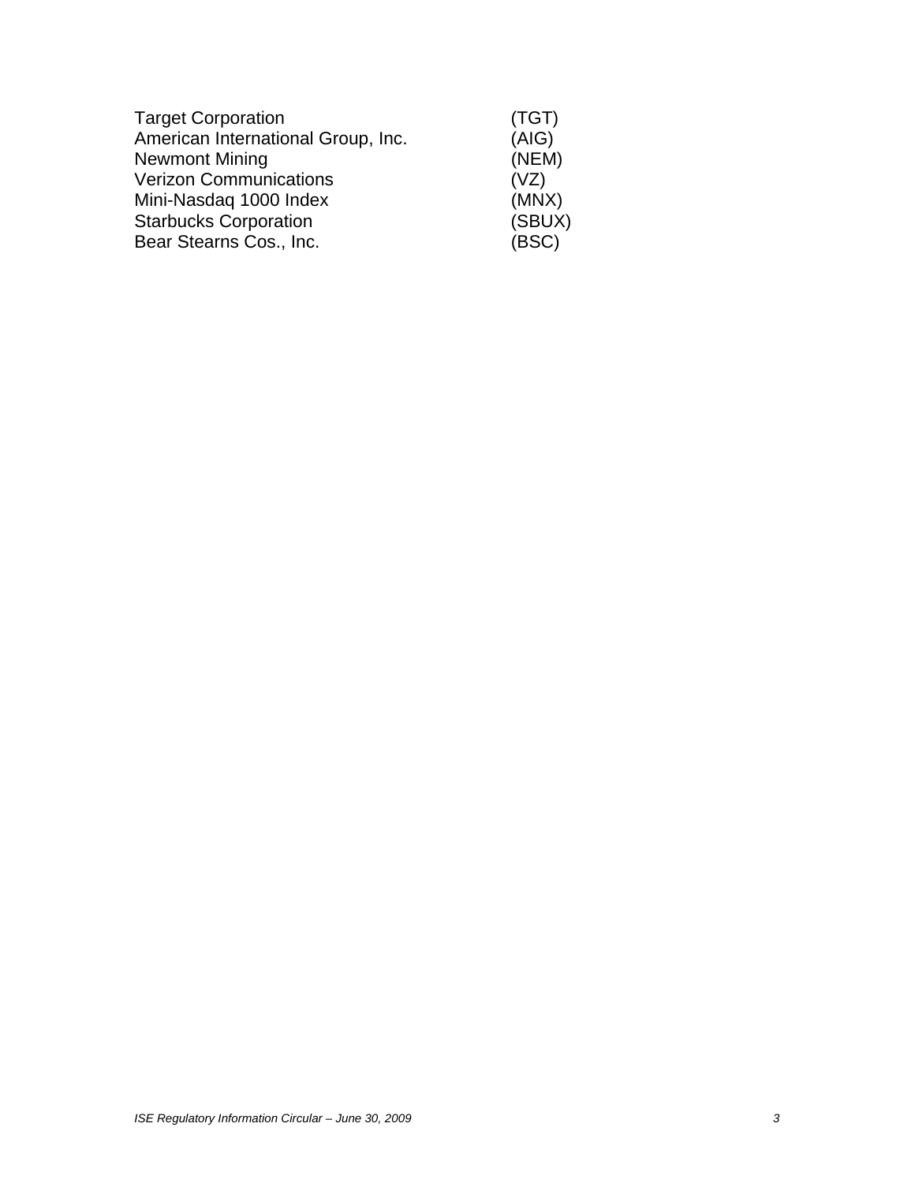| | |
|---|---|
| Target Corporation | (TGT) |
| American International Group, Inc. | (AIG) |
| Newmont Mining | (NEM) |
| Verizon Communications | (VZ) |
| Mini-Nasdaq 1000 Index | (MNX) |
| Starbucks Corporation | (SBUX) |
| Bear Stearns Cos., Inc. | (BSC) |